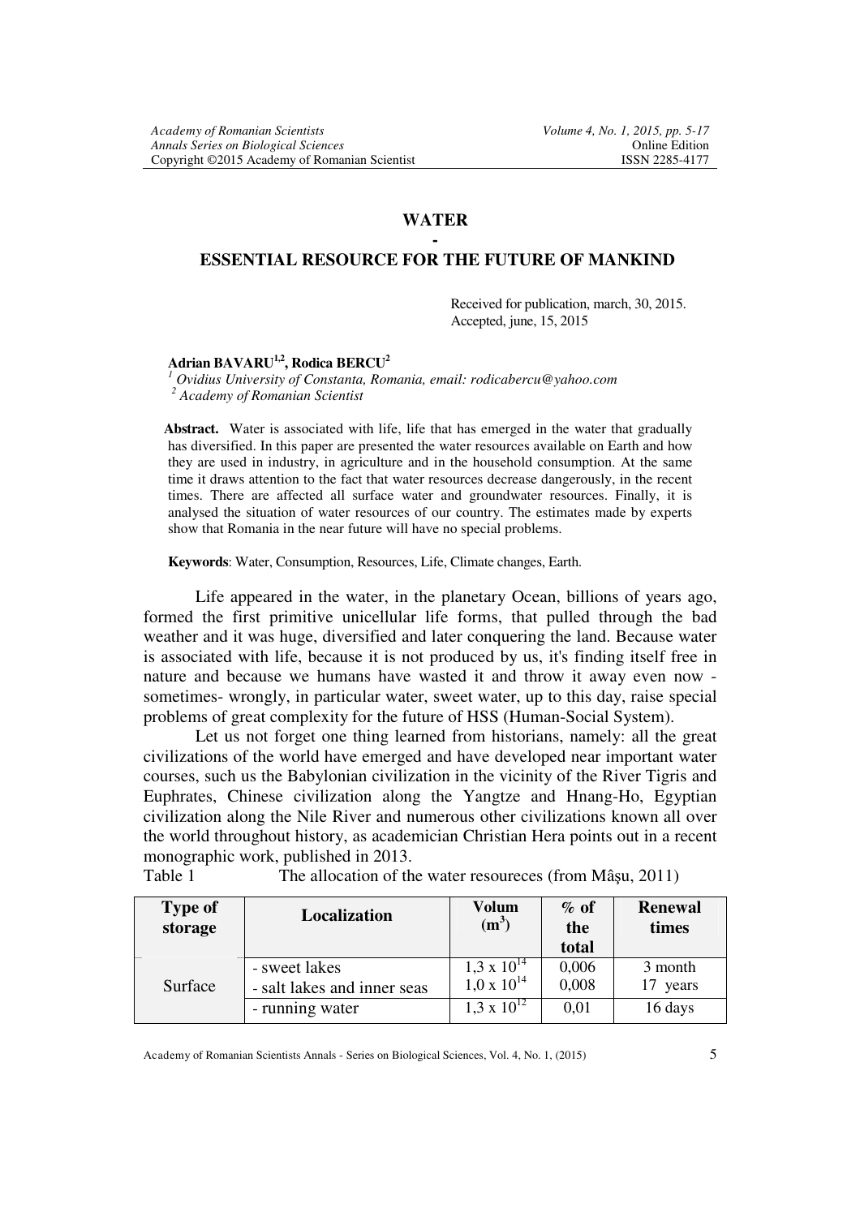# WATER

## -

# ESSENTIAL RESOURCE FOR THE FUTURE OF MANKIND

Received for publication, march, 30, 2015.
Accepted, june, 15, 2015

**Adrian BAVARU[1,2], Rodica BERCU[2]**

[1] *Ovidius University of Constanta, Romania, email: rodicabercu@yahoo.com*
[2] *Academy of Romanian Scientist*

**Abstract.** Water is associated with life, life that has emerged in the water that gradually has diversified. In this paper are presented the water resources available on Earth and how they are used in industry, in agriculture and in the household consumption. At the same time it draws attention to the fact that water resources decrease dangerously, in the recent times. There are affected all surface water and groundwater resources. Finally, it is analysed the situation of water resources of our country. The estimates made by experts show that Romania in the near future will have no special problems.

**Keywords**: Water, Consumption, Resources, Life, Climate changes, Earth.

Life appeared in the water, in the planetary Ocean, billions of years ago, formed the first primitive unicellular life forms, that pulled through the bad weather and it was huge, diversified and later conquering the land. Because water is associated with life, because it is not produced by us, it's finding itself free in nature and because we humans have wasted it and throw it away even now - sometimes- wrongly, in particular water, sweet water, up to this day, raise special problems of great complexity for the future of HSS (Human-Social System).

Let us not forget one thing learned from historians, namely: all the great civilizations of the world have emerged and have developed near important water courses, such us the Babylonian civilization in the vicinity of the River Tigris and Euphrates, Chinese civilization along the Yangtze and Hnang-Ho, Egyptian civilization along the Nile River and numerous other civilizations known all over the world throughout history, as academician Christian Hera points out in a recent monographic work, published in 2013.

Table 1 The allocation of the water resoureces (from Mâşu, 2011)

| Type of storage | Localization | Volum ($m^3$) | % of the total | Renewal times |
|---|---|---|---|---|
| Surface | - sweet lakes | $1,3 \times 10^{14}$ | 0,006 | 3 month |
| | - salt lakes and inner seas | $1,0 \times 10^{14}$ | 0,008 | 17 years |
| | - running water | $1,3 \times 10^{12}$ | 0,01 | 16 days |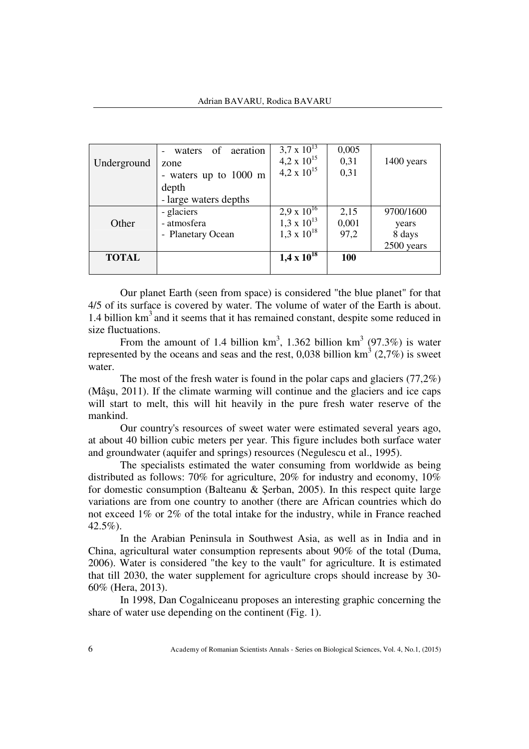| | | | | |
|---|---|---|---|---|
| Underground | - waters of aeration zone<br>- waters up to 1000 m depth<br>- large waters depths | $3,7 \times 10^{13}$<br>$4,2 \times 10^{15}$<br>$4,2 \times 10^{15}$ | 0,005<br>0,31<br>0,31 | 1400 years |
| Other | - glaciers<br>- atmosfera<br>- Planetary Ocean | $2,9 \times 10^{16}$<br>$1,3 \times 10^{13}$<br>$1,3 \times 10^{18}$ | 2,15<br>0,001<br>97,2 | 9700/1600 years<br>8 days<br>2500 years |
| **TOTAL** | | $\mathbf{1,4 \times 10^{18}}$ | **100** | |

Our planet Earth (seen from space) is considered "the blue planet" for that 4/5 of its surface is covered by water. The volume of water of the Earth is about. 1.4 billion $km^3$ and it seems that it has remained constant, despite some reduced in size fluctuations.

From the amount of 1.4 billion $km^3$, 1.362 billion $km^3$ (97.3%) is water represented by the oceans and seas and the rest, 0,038 billion $km^3$ (2,7%) is sweet water.

The most of the fresh water is found in the polar caps and glaciers (77,2%) (Mâşu, 2011). If the climate warming will continue and the glaciers and ice caps will start to melt, this will hit heavily in the pure fresh water reserve of the mankind.

Our country's resources of sweet water were estimated several years ago, at about 40 billion cubic meters per year. This figure includes both surface water and groundwater (aquifer and springs) resources (Negulescu et al., 1995).

The specialists estimated the water consuming from worldwide as being distributed as follows: 70% for agriculture, 20% for industry and economy, 10% for domestic consumption (Balteanu & Şerban, 2005). In this respect quite large variations are from one country to another (there are African countries which do not exceed 1% or 2% of the total intake for the industry, while in France reached 42.5%).

In the Arabian Peninsula in Southwest Asia, as well as in India and in China, agricultural water consumption represents about 90% of the total (Duma, 2006). Water is considered "the key to the vault" for agriculture. It is estimated that till 2030, the water supplement for agriculture crops should increase by 30-60% (Hera, 2013).

In 1998, Dan Cogalniceanu proposes an interesting graphic concerning the share of water use depending on the continent (Fig. 1).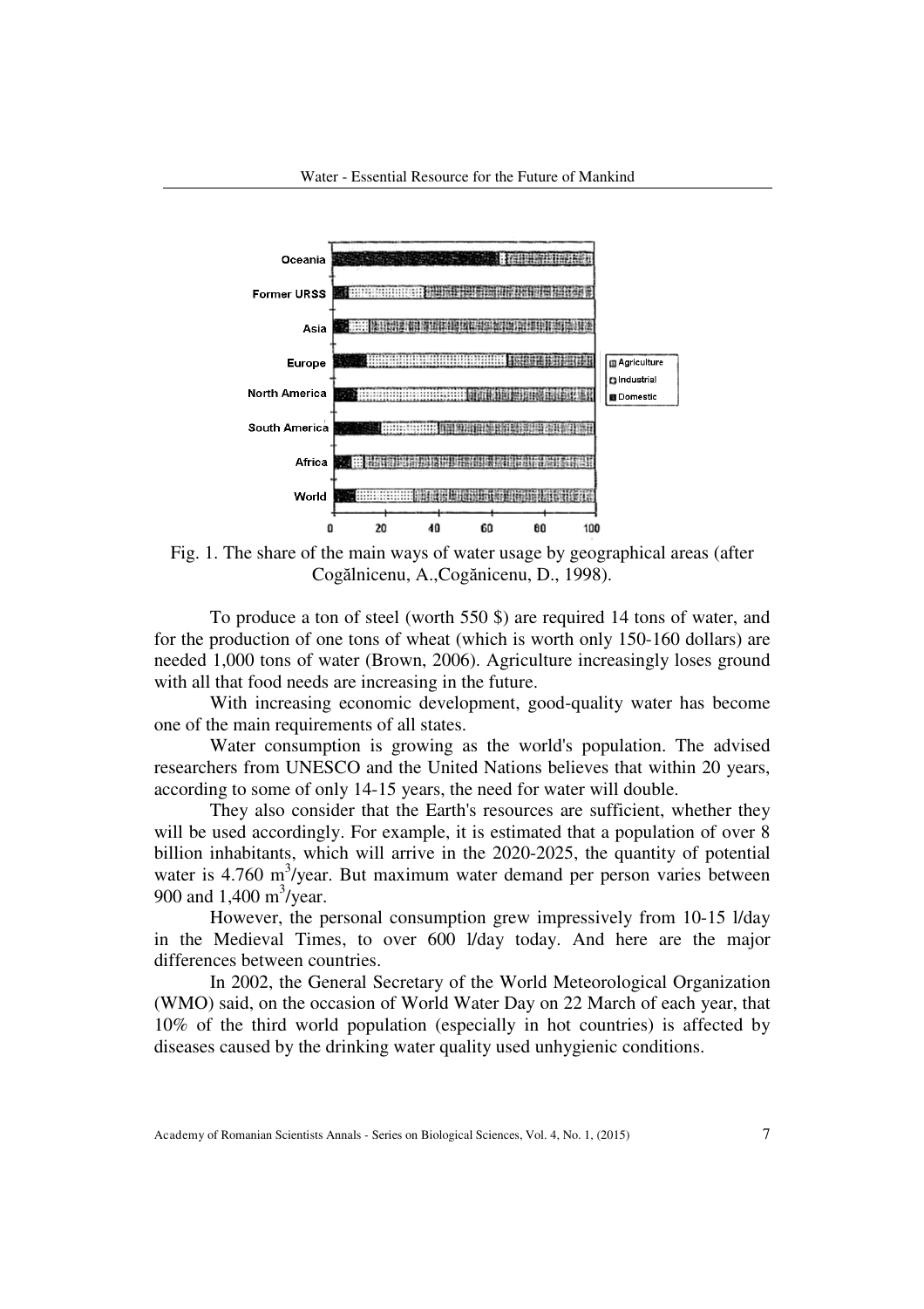Fig. 1. The share of the main ways of water usage by geographical areas (after Cogălnicenu, A.,Cogănicenu, D., 1998).

To produce a ton of steel (worth 550 $) are required 14 tons of water, and for the production of one tons of wheat (which is worth only 150-160 dollars) are needed 1,000 tons of water (Brown, 2006). Agriculture increasingly loses ground with all that food needs are increasing in the future.

With increasing economic development, good-quality water has become one of the main requirements of all states.

Water consumption is growing as the world's population. The advised researchers from UNESCO and the United Nations believes that within 20 years, according to some of only 14-15 years, the need for water will double.

They also consider that the Earth's resources are sufficient, whether they will be used accordingly. For example, it is estimated that a population of over 8 billion inhabitants, which will arrive in the 2020-2025, the quantity of potential water is 4.760 $m^3$/year. But maximum water demand per person varies between 900 and 1,400 $m^3$/year.

However, the personal consumption grew impressively from 10-15 l/day in the Medieval Times, to over 600 l/day today. And here are the major differences between countries.

In 2002, the General Secretary of the World Meteorological Organization (WMO) said, on the occasion of World Water Day on 22 March of each year, that 10% of the third world population (especially in hot countries) is affected by diseases caused by the drinking water quality used unhygienic conditions.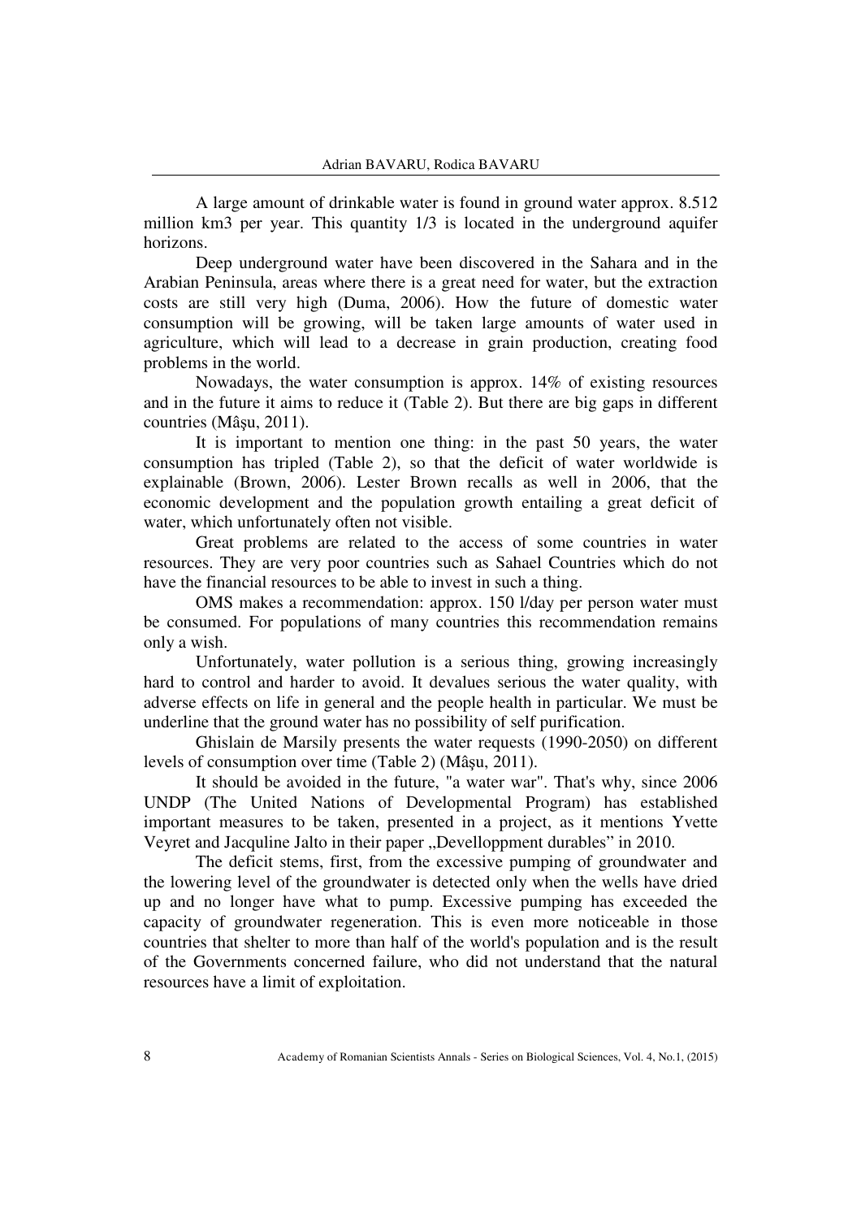A large amount of drinkable water is found in ground water approx. 8.512 million km3 per year. This quantity 1/3 is located in the underground aquifer horizons.

Deep underground water have been discovered in the Sahara and in the Arabian Peninsula, areas where there is a great need for water, but the extraction costs are still very high (Duma, 2006). How the future of domestic water consumption will be growing, will be taken large amounts of water used in agriculture, which will lead to a decrease in grain production, creating food problems in the world.

Nowadays, the water consumption is approx. 14% of existing resources and in the future it aims to reduce it (Table 2). But there are big gaps in different countries (Mâşu, 2011).

It is important to mention one thing: in the past 50 years, the water consumption has tripled (Table 2), so that the deficit of water worldwide is explainable (Brown, 2006). Lester Brown recalls as well in 2006, that the economic development and the population growth entailing a great deficit of water, which unfortunately often not visible.

Great problems are related to the access of some countries in water resources. They are very poor countries such as Sahael Countries which do not have the financial resources to be able to invest in such a thing.

OMS makes a recommendation: approx. 150 l/day per person water must be consumed. For populations of many countries this recommendation remains only a wish.

Unfortunately, water pollution is a serious thing, growing increasingly hard to control and harder to avoid. It devalues serious the water quality, with adverse effects on life in general and the people health in particular. We must be underline that the ground water has no possibility of self purification.

Ghislain de Marsily presents the water requests (1990-2050) on different levels of consumption over time (Table 2) (Mâşu, 2011).

It should be avoided in the future, "a water war". That's why, since 2006 UNDP (The United Nations of Developmental Program) has established important measures to be taken, presented in a project, as it mentions Yvette Veyret and Jacquline Jalto in their paper „Devellopppment durables" in 2010.

The deficit stems, first, from the excessive pumping of groundwater and the lowering level of the groundwater is detected only when the wells have dried up and no longer have what to pump. Excessive pumping has exceeded the capacity of groundwater regeneration. This is even more noticeable in those countries that shelter to more than half of the world's population and is the result of the Governments concerned failure, who did not understand that the natural resources have a limit of exploitation.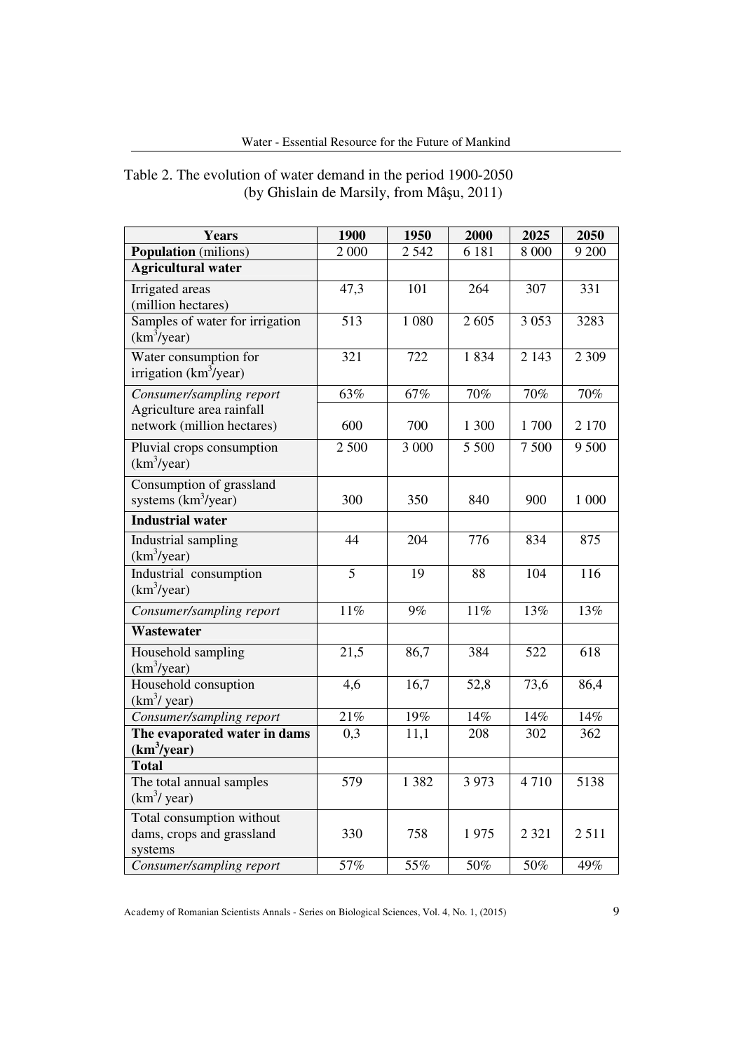Table 2. The evolution of water demand in the period 1900-2050 (by Ghislain de Marsily, from Mâşu, 2011)

| Years | 1900 | 1950 | 2000 | 2025 | 2050 |
|---|---|---|---|---|---|
| **Population** (milions) | 2 000 | 2 542 | 6 181 | 8 000 | 9 200 |
| **Agricultural water** | | | | | |
| Irrigated areas (million hectares) | 47,3 | 101 | 264 | 307 | 331 |
| Samples of water for irrigation ($km^3$/year) | 513 | 1 080 | 2 605 | 3 053 | 3283 |
| Water consumption for irrigation ($km^3$/year) | 321 | 722 | 1 834 | 2 143 | 2 309 |
| *Consumer/sampling report* | 63% | 67% | 70% | 70% | 70% |
| Agriculture area rainfall network (million hectares) | 600 | 700 | 1 300 | 1 700 | 2 170 |
| Pluvial crops consumption ($km^3$/year) | 2 500 | 3 000 | 5 500 | 7 500 | 9 500 |
| Consumption of grassland systems ($km^3$/year) | 300 | 350 | 840 | 900 | 1 000 |
| **Industrial water** | | | | | |
| Industrial sampling ($km^3$/year) | 44 | 204 | 776 | 834 | 875 |
| Industrial consumption ($km^3$/year) | 5 | 19 | 88 | 104 | 116 |
| *Consumer/sampling report* | 11% | 9% | 11% | 13% | 13% |
| **Wastewater** | | | | | |
| Household sampling ($km^3$/year) | 21,5 | 86,7 | 384 | 522 | 618 |
| Household consuption ($km^3$/ year) | 4,6 | 16,7 | 52,8 | 73,6 | 86,4 |
| *Consumer/sampling report* | 21% | 19% | 14% | 14% | 14% |
| **The evaporated water in dams ($km^3$/year)** | 0,3 | 11,1 | 208 | 302 | 362 |
| **Total** | | | | | |
| The total annual samples ($km^3$/ year) | 579 | 1 382 | 3 973 | 4 710 | 5138 |
| Total consumption without dams, crops and grassland systems | 330 | 758 | 1 975 | 2 321 | 2 511 |
| *Consumer/sampling report* | 57% | 55% | 50% | 50% | 49% |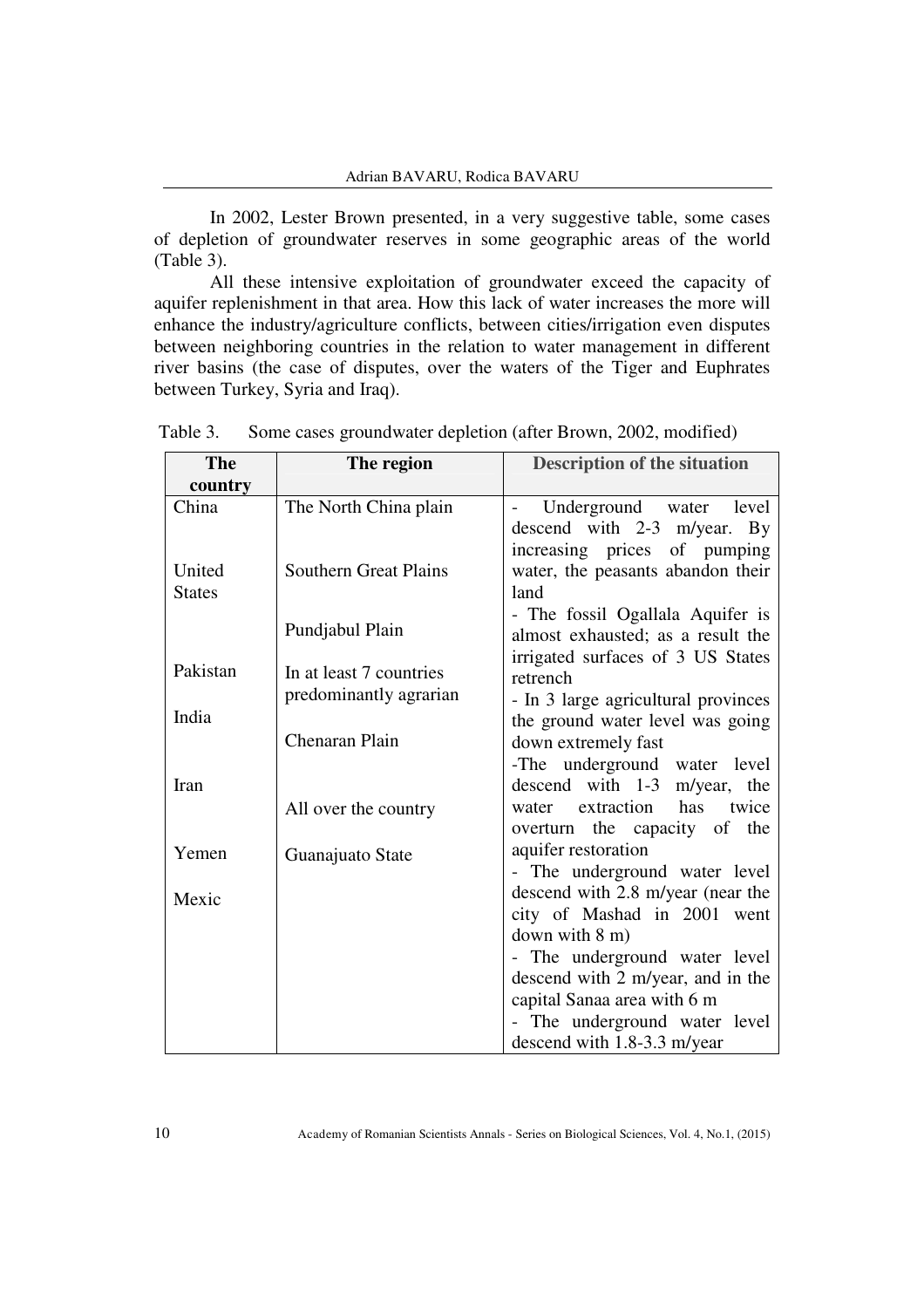In 2002, Lester Brown presented, in a very suggestive table, some cases of depletion of groundwater reserves in some geographic areas of the world (Table 3).

All these intensive exploitation of groundwater exceed the capacity of aquifer replenishment in that area. How this lack of water increases the more will enhance the industry/agriculture conflicts, between cities/irrigation even disputes between neighboring countries in the relation to water management in different river basins (the case of disputes, over the waters of the Tiger and Euphrates between Turkey, Syria and Iraq).

Table 3. Some cases groundwater depletion (after Brown, 2002, modified)

| The country | The region | Description of the situation |
|---|---|---|
| China | The North China plain | - Underground water level descend with 2-3 m/year. By increasing prices of pumping water, the peasants abandon their land |
| United States | Southern Great Plains | - The fossil Ogallala Aquifer is almost exhausted; as a result the irrigated surfaces of 3 US States retrench |
| Pakistan | Pundjabul Plain | - In 3 large agricultural provinces the ground water level was going down extremely fast |
| India | In at least 7 countries predominantly agrarian | -The underground water level descend with 1-3 m/year, the water extraction has twice overturn the capacity of the aquifer restoration |
| Iran | Chenaran Plain | - The underground water level descend with 2.8 m/year (near the city of Mashad in 2001 went down with 8 m) |
| Yemen | All over the country | - The underground water level descend with 2 m/year, and in the capital Sanaa area with 6 m |
| Mexic | Guanajuato State | - The underground water level descend with 1.8-3.3 m/year |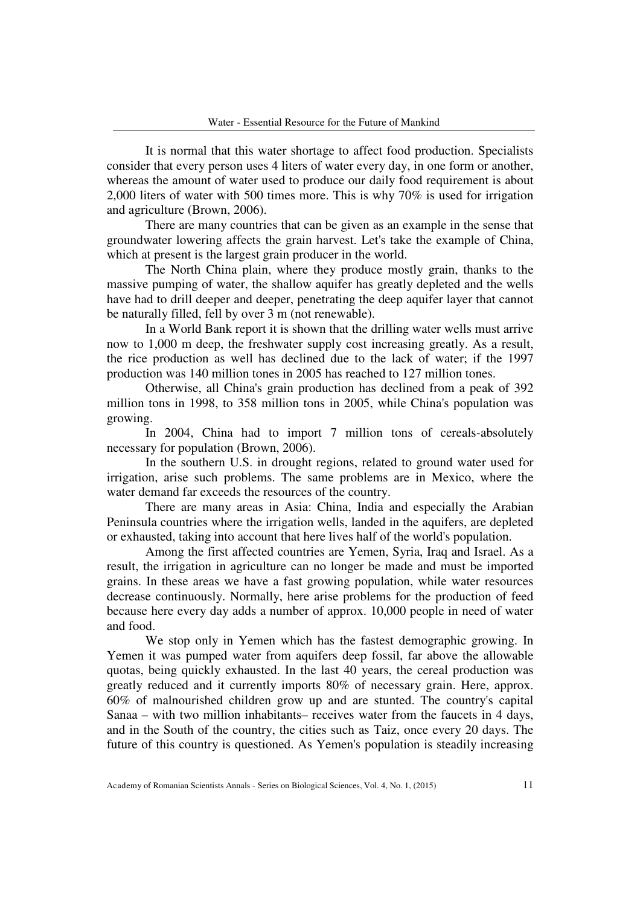It is normal that this water shortage to affect food production. Specialists consider that every person uses 4 liters of water every day, in one form or another, whereas the amount of water used to produce our daily food requirement is about 2,000 liters of water with 500 times more. This is why 70% is used for irrigation and agriculture (Brown, 2006).

There are many countries that can be given as an example in the sense that groundwater lowering affects the grain harvest. Let's take the example of China, which at present is the largest grain producer in the world.

The North China plain, where they produce mostly grain, thanks to the massive pumping of water, the shallow aquifer has greatly depleted and the wells have had to drill deeper and deeper, penetrating the deep aquifer layer that cannot be naturally filled, fell by over 3 m (not renewable).

In a World Bank report it is shown that the drilling water wells must arrive now to 1,000 m deep, the freshwater supply cost increasing greatly. As a result, the rice production as well has declined due to the lack of water; if the 1997 production was 140 million tones in 2005 has reached to 127 million tones.

Otherwise, all China's grain production has declined from a peak of 392 million tons in 1998, to 358 million tons in 2005, while China's population was growing.

In 2004, China had to import 7 million tons of cereals-absolutely necessary for population (Brown, 2006).

In the southern U.S. in drought regions, related to ground water used for irrigation, arise such problems. The same problems are in Mexico, where the water demand far exceeds the resources of the country.

There are many areas in Asia: China, India and especially the Arabian Peninsula countries where the irrigation wells, landed in the aquifers, are depleted or exhausted, taking into account that here lives half of the world's population.

Among the first affected countries are Yemen, Syria, Iraq and Israel. As a result, the irrigation in agriculture can no longer be made and must be imported grains. In these areas we have a fast growing population, while water resources decrease continuously. Normally, here arise problems for the production of feed because here every day adds a number of approx. 10,000 people in need of water and food.

We stop only in Yemen which has the fastest demographic growing. In Yemen it was pumped water from aquifers deep fossil, far above the allowable quotas, being quickly exhausted. In the last 40 years, the cereal production was greatly reduced and it currently imports 80% of necessary grain. Here, approx. 60% of malnourished children grow up and are stunted. The country's capital Sanaa – with two million inhabitants– receives water from the faucets in 4 days, and in the South of the country, the cities such as Taiz, once every 20 days. The future of this country is questioned. As Yemen's population is steadily increasing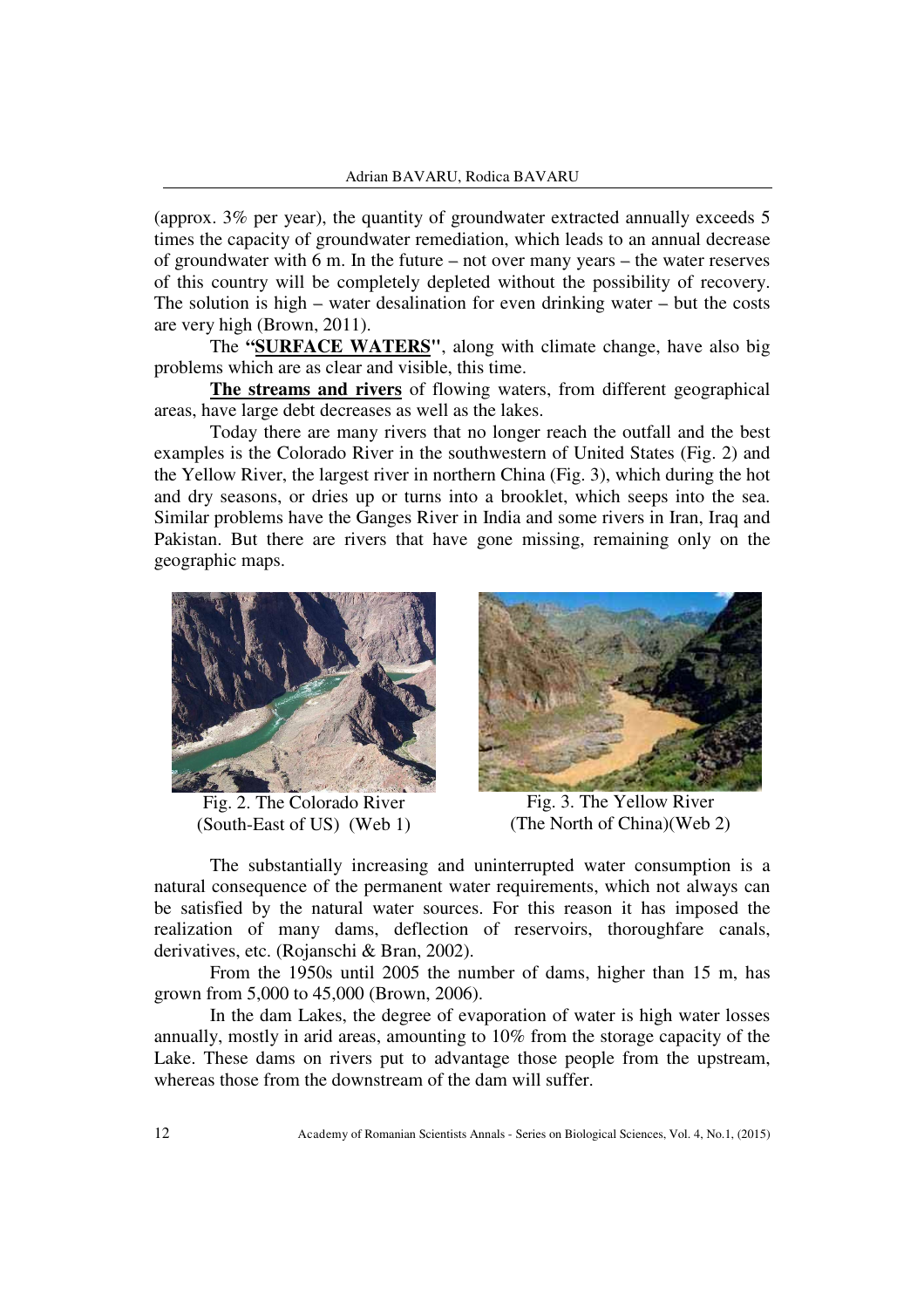(approx. 3% per year), the quantity of groundwater extracted annually exceeds 5 times the capacity of groundwater remediation, which leads to an annual decrease of groundwater with 6 m. In the future – not over many years – the water reserves of this country will be completely depleted without the possibility of recovery. The solution is high – water desalination for even drinking water – but the costs are very high (Brown, 2011).

The **"SURFACE WATERS"**, along with climate change, have also big problems which are as clear and visible, this time.

**The streams and rivers** of flowing waters, from different geographical areas, have large debt decreases as well as the lakes.

Today there are many rivers that no longer reach the outfall and the best examples is the Colorado River in the southwestern of United States (Fig. 2) and the Yellow River, the largest river in northern China (Fig. 3), which during the hot and dry seasons, or dries up or turns into a brooklet, which seeps into the sea. Similar problems have the Ganges River in India and some rivers in Iran, Iraq and Pakistan. But there are rivers that have gone missing, remaining only on the geographic maps.

Fig. 2. The Colorado River (South-East of US) (Web 1)

Fig. 3. The Yellow River (The North of China)(Web 2)

The substantially increasing and uninterrupted water consumption is a natural consequence of the permanent water requirements, which not always can be satisfied by the natural water sources. For this reason it has imposed the realization of many dams, deflection of reservoirs, thoroughfare canals, derivatives, etc. (Rojanschi & Bran, 2002).

From the 1950s until 2005 the number of dams, higher than 15 m, has grown from 5,000 to 45,000 (Brown, 2006).

In the dam Lakes, the degree of evaporation of water is high water losses annually, mostly in arid areas, amounting to 10% from the storage capacity of the Lake. These dams on rivers put to advantage those people from the upstream, whereas those from the downstream of the dam will suffer.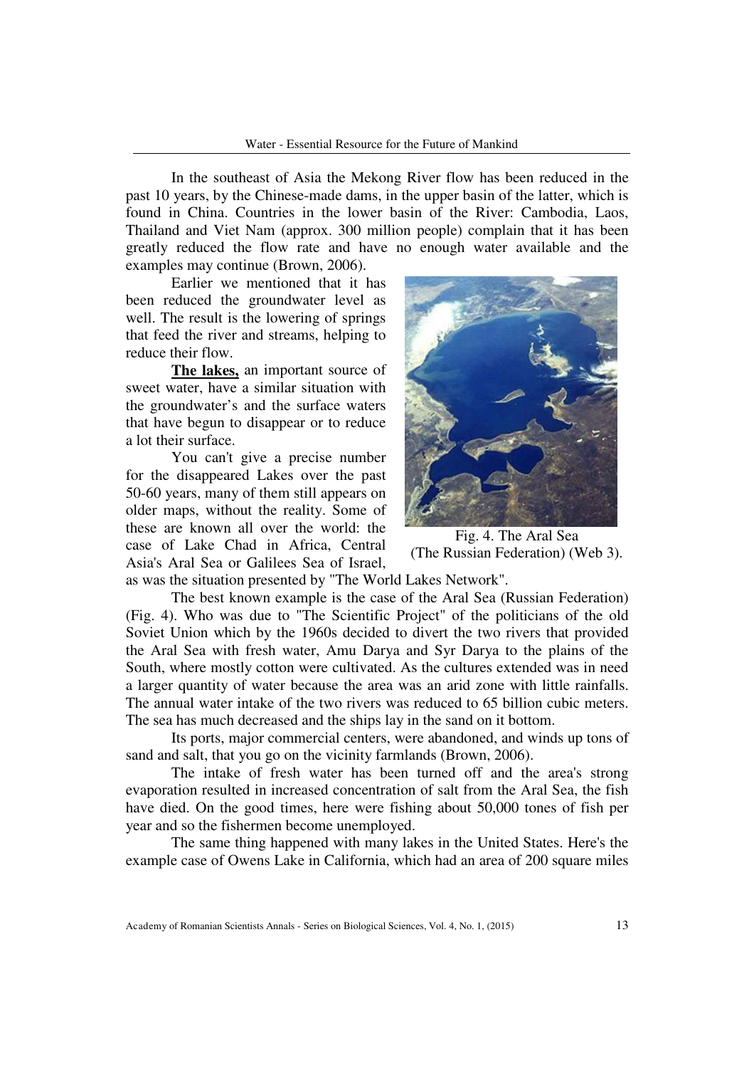In the southeast of Asia the Mekong River flow has been reduced in the past 10 years, by the Chinese-made dams, in the upper basin of the latter, which is found in China. Countries in the lower basin of the River: Cambodia, Laos, Thailand and Viet Nam (approx. 300 million people) complain that it has been greatly reduced the flow rate and have no enough water available and the examples may continue (Brown, 2006).

Earlier we mentioned that it has been reduced the groundwater level as well. The result is the lowering of springs that feed the river and streams, helping to reduce their flow.

**The lakes,** an important source of sweet water, have a similar situation with the groundwater's and the surface waters that have begun to disappear or to reduce a lot their surface.

You can't give a precise number for the disappeared Lakes over the past 50-60 years, many of them still appears on older maps, without the reality. Some of these are known all over the world: the case of Lake Chad in Africa, Central Asia's Aral Sea or Galilees Sea of Israel, as was the situation presented by "The World Lakes Network".

Fig. 4. The Aral Sea (The Russian Federation) (Web 3).

The best known example is the case of the Aral Sea (Russian Federation) (Fig. 4). Who was due to "The Scientific Project" of the politicians of the old Soviet Union which by the 1960s decided to divert the two rivers that provided the Aral Sea with fresh water, Amu Darya and Syr Darya to the plains of the South, where mostly cotton were cultivated. As the cultures extended was in need a larger quantity of water because the area was an arid zone with little rainfalls. The annual water intake of the two rivers was reduced to 65 billion cubic meters. The sea has much decreased and the ships lay in the sand on it bottom.

Its ports, major commercial centers, were abandoned, and winds up tons of sand and salt, that you go on the vicinity farmlands (Brown, 2006).

The intake of fresh water has been turned off and the area's strong evaporation resulted in increased concentration of salt from the Aral Sea, the fish have died. On the good times, here were fishing about 50,000 tones of fish per year and so the fishermen become unemployed.

The same thing happened with many lakes in the United States. Here's the example case of Owens Lake in California, which had an area of 200 square miles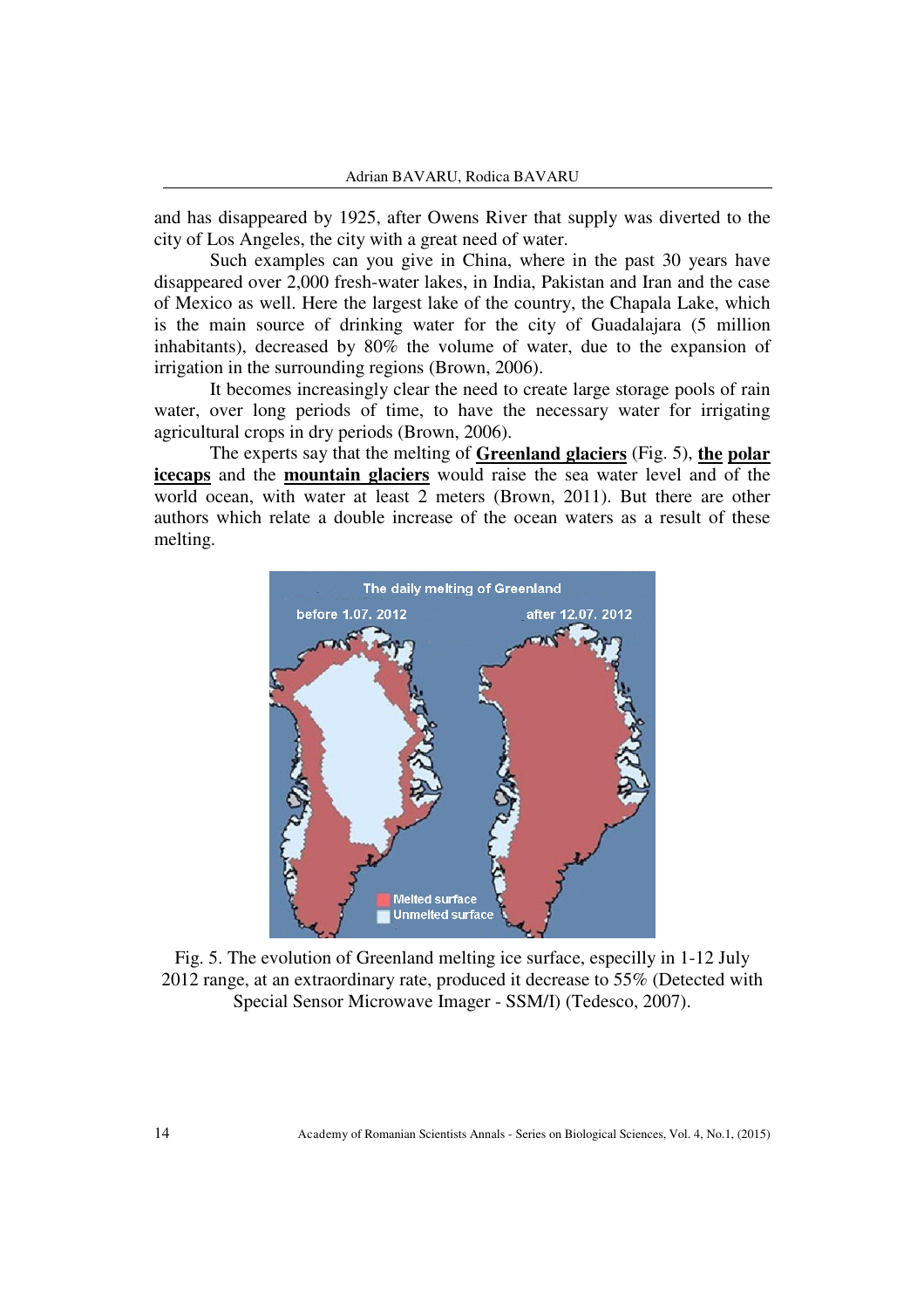and has disappeared by 1925, after Owens River that supply was diverted to the city of Los Angeles, the city with a great need of water.

Such examples can you give in China, where in the past 30 years have disappeared over 2,000 fresh-water lakes, in India, Pakistan and Iran and the case of Mexico as well. Here the largest lake of the country, the Chapala Lake, which is the main source of drinking water for the city of Guadalajara (5 million inhabitants), decreased by 80% the volume of water, due to the expansion of irrigation in the surrounding regions (Brown, 2006).

It becomes increasingly clear the need to create large storage pools of rain water, over long periods of time, to have the necessary water for irrigating agricultural crops in dry periods (Brown, 2006).

The experts say that the melting of **Greenland glaciers** (Fig. 5), **the polar icecaps** and the **mountain glaciers** would raise the sea water level and of the world ocean, with water at least 2 meters (Brown, 2011). But there are other authors which relate a double increase of the ocean waters as a result of these melting.

Fig. 5. The evolution of Greenland melting ice surface, especilly in 1-12 July 2012 range, at an extraordinary rate, produced it decrease to 55% (Detected with Special Sensor Microwave Imager - SSM/I) (Tedesco, 2007).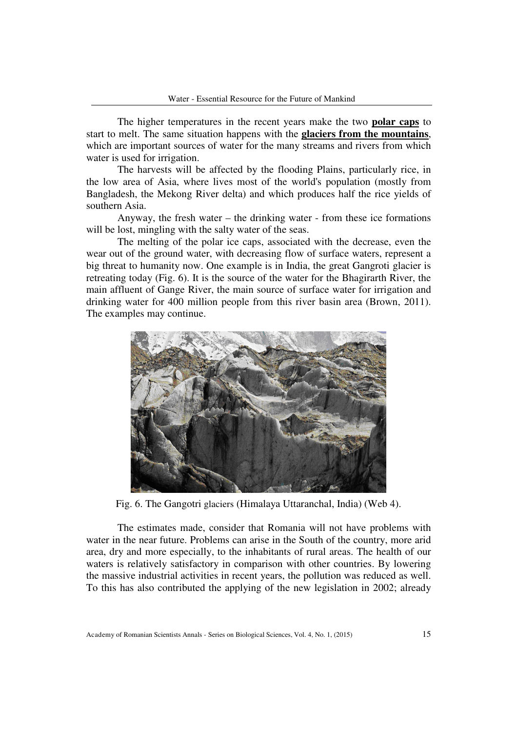The higher temperatures in the recent years make the two **polar caps** to start to melt. The same situation happens with the **glaciers from the mountains**, which are important sources of water for the many streams and rivers from which water is used for irrigation.

The harvests will be affected by the flooding Plains, particularly rice, in the low area of Asia, where lives most of the world's population (mostly from Bangladesh, the Mekong River delta) and which produces half the rice yields of southern Asia.

Anyway, the fresh water – the drinking water - from these ice formations will be lost, mingling with the salty water of the seas.

The melting of the polar ice caps, associated with the decrease, even the wear out of the ground water, with decreasing flow of surface waters, represent a big threat to humanity now. One example is in India, the great Gangroti glacier is retreating today (Fig. 6). It is the source of the water for the Bhagirarth River, the main affluent of Gange River, the main source of surface water for irrigation and drinking water for 400 million people from this river basin area (Brown, 2011). The examples may continue.

Fig. 6. The Gangotri glaciers (Himalaya Uttaranchal, India) (Web 4).

The estimates made, consider that Romania will not have problems with water in the near future. Problems can arise in the South of the country, more arid area, dry and more especially, to the inhabitants of rural areas. The health of our waters is relatively satisfactory in comparison with other countries. By lowering the massive industrial activities in recent years, the pollution was reduced as well. To this has also contributed the applying of the new legislation in 2002; already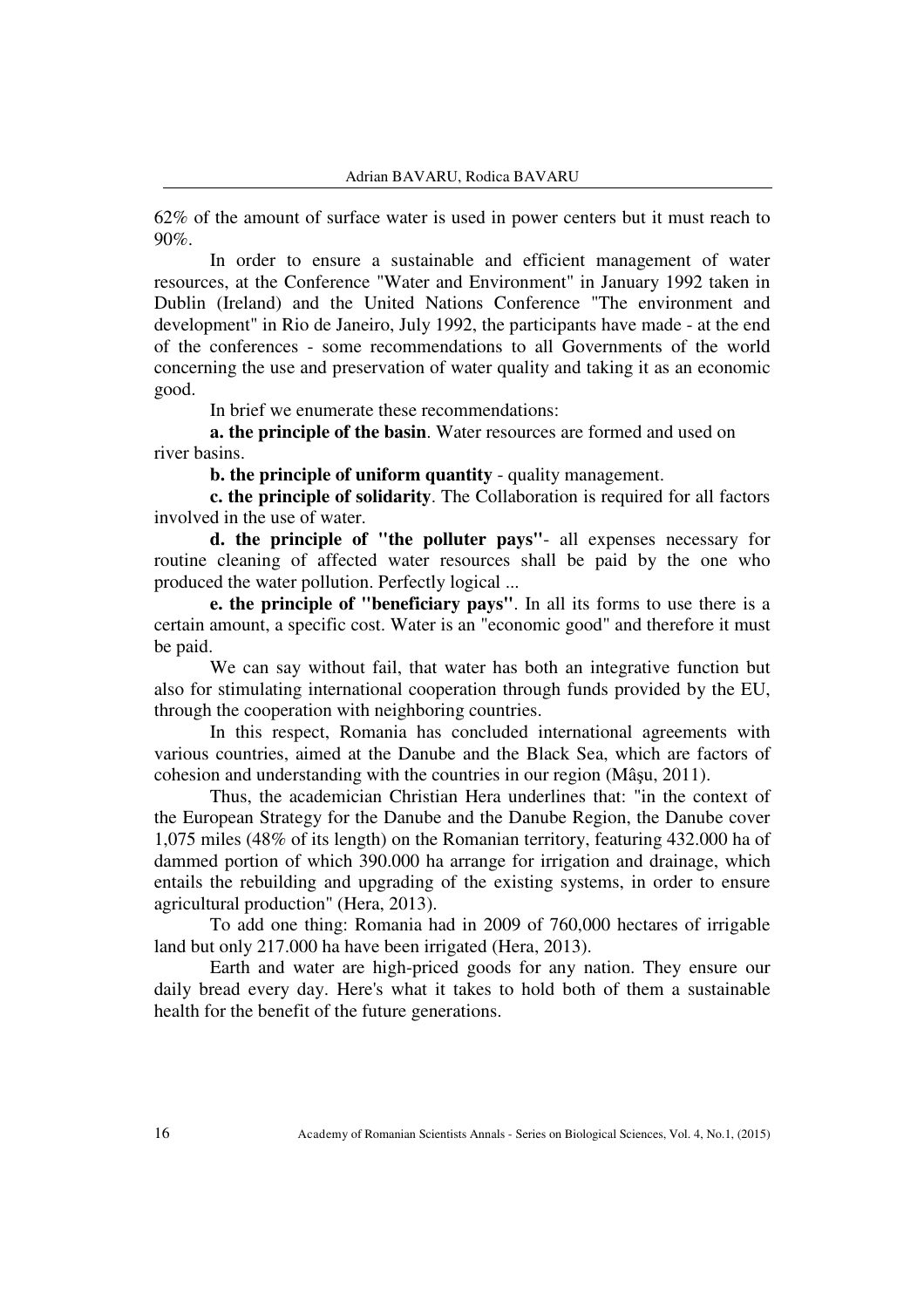62% of the amount of surface water is used in power centers but it must reach to 90%.

In order to ensure a sustainable and efficient management of water resources, at the Conference "Water and Environment" in January 1992 taken in Dublin (Ireland) and the United Nations Conference "The environment and development" in Rio de Janeiro, July 1992, the participants have made - at the end of the conferences - some recommendations to all Governments of the world concerning the use and preservation of water quality and taking it as an economic good.

In brief we enumerate these recommendations:

**a. the principle of the basin**. Water resources are formed and used on river basins.

**b. the principle of uniform quantity** - quality management.

**c. the principle of solidarity**. The Collaboration is required for all factors involved in the use of water.

**d. the principle of "the polluter pays"**- all expenses necessary for routine cleaning of affected water resources shall be paid by the one who produced the water pollution. Perfectly logical ...

**e. the principle of "beneficiary pays"**. In all its forms to use there is a certain amount, a specific cost. Water is an "economic good" and therefore it must be paid.

We can say without fail, that water has both an integrative function but also for stimulating international cooperation through funds provided by the EU, through the cooperation with neighboring countries.

In this respect, Romania has concluded international agreements with various countries, aimed at the Danube and the Black Sea, which are factors of cohesion and understanding with the countries in our region (Mâşu, 2011).

Thus, the academician Christian Hera underlines that: "in the context of the European Strategy for the Danube and the Danube Region, the Danube cover 1,075 miles (48% of its length) on the Romanian territory, featuring 432.000 ha of dammed portion of which 390.000 ha arrange for irrigation and drainage, which entails the rebuilding and upgrading of the existing systems, in order to ensure agricultural production" (Hera, 2013).

To add one thing: Romania had in 2009 of 760,000 hectares of irrigable land but only 217.000 ha have been irrigated (Hera, 2013).

Earth and water are high-priced goods for any nation. They ensure our daily bread every day. Here's what it takes to hold both of them a sustainable health for the benefit of the future generations.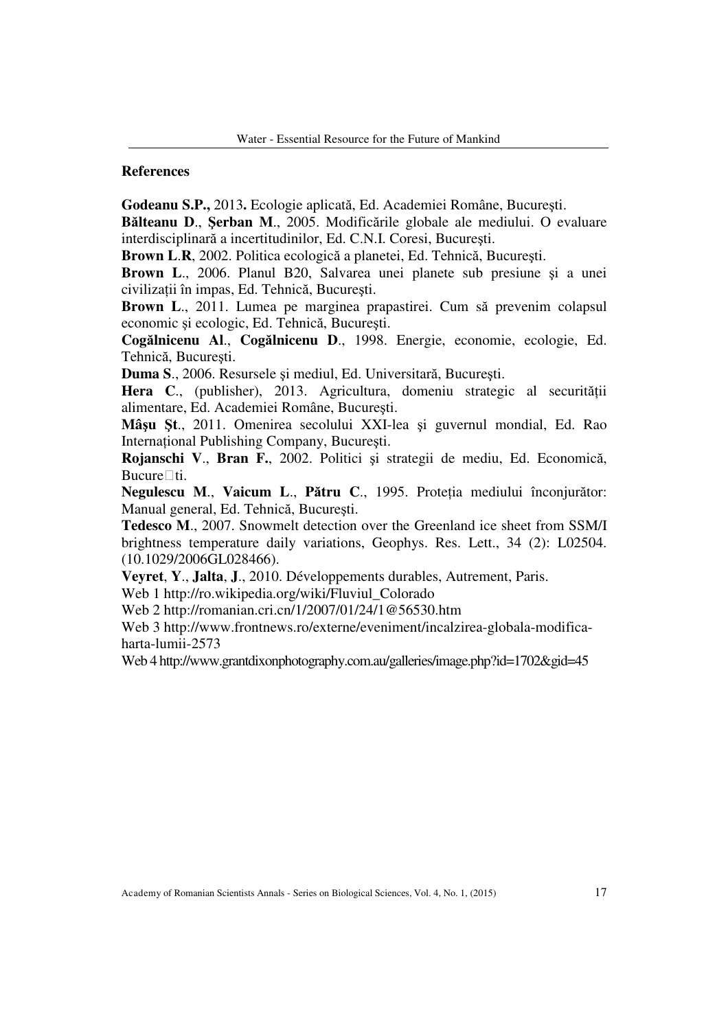## References

**Godeanu S.P.,** 2013**.** Ecologie aplicată, Ed. Academiei Române, Bucureşti.

**Bălteanu D**., **Şerban M**., 2005. Modificările globale ale mediului. O evaluare interdisciplinară a incertitudinilor, Ed. C.N.I. Coresi, Bucureşti.

**Brown L**.**R**, 2002. Politica ecologică a planetei, Ed. Tehnică, Bucureşti.

**Brown L**., 2006. Planul B20, Salvarea unei planete sub presiune şi a unei civilizații în impas, Ed. Tehnică, Bucureşti.

**Brown L**., 2011. Lumea pe marginea prapastiei. Cum să prevenim colapsul economic şi ecologic, Ed. Tehnică, Bucureşti.

**Cogălnicenu Al**., **Cogălnicenu D**., 1998. Energie, economie, ecologie, Ed. Tehnică, Bucureşti.

**Duma S**., 2006. Resursele şi mediul, Ed. Universitară, Bucureşti.

**Hera C**., (publisher), 2013. Agricultura, domeniu strategic al securității alimentare, Ed. Academiei Române, Bucureşti.

**Mâşu Şt**., 2011. Omenirea secolului XXI-lea şi guvernul mondial, Ed. Rao Internațional Publishing Company, Bucureşti.

**Rojanschi V**., **Bran F.**, 2002. Politici şi strategii de mediu, Ed. Economică, Bucure□ti.

**Negulescu M**., **Vaicum L**., **Pătru C**., 1995. Proteția mediului înconjurător: Manual general, Ed. Tehnică, Bucureşti.

**Tedesco M**., 2007. Snowmelt detection over the Greenland ice sheet from SSM/I brightness temperature daily variations, Geophys. Res. Lett., 34 (2): L02504. (10.1029/2006GL028466).

**Veyret**, **Y**., **Jalta**, **J**., 2010. Développements durables, Autrement, Paris.

Web 1 http://ro.wikipedia.org/wiki/Fluviul_Colorado

Web 2 http://romanian.cri.cn/1/2007/01/24/1@56530.htm

Web 3 http://www.frontnews.ro/externe/eveniment/incalzirea-globala-modifica-harta-lumii-2573

Web 4 http://www.grantdixonphotography.com.au/galleries/image.php?id=1702&gid=45